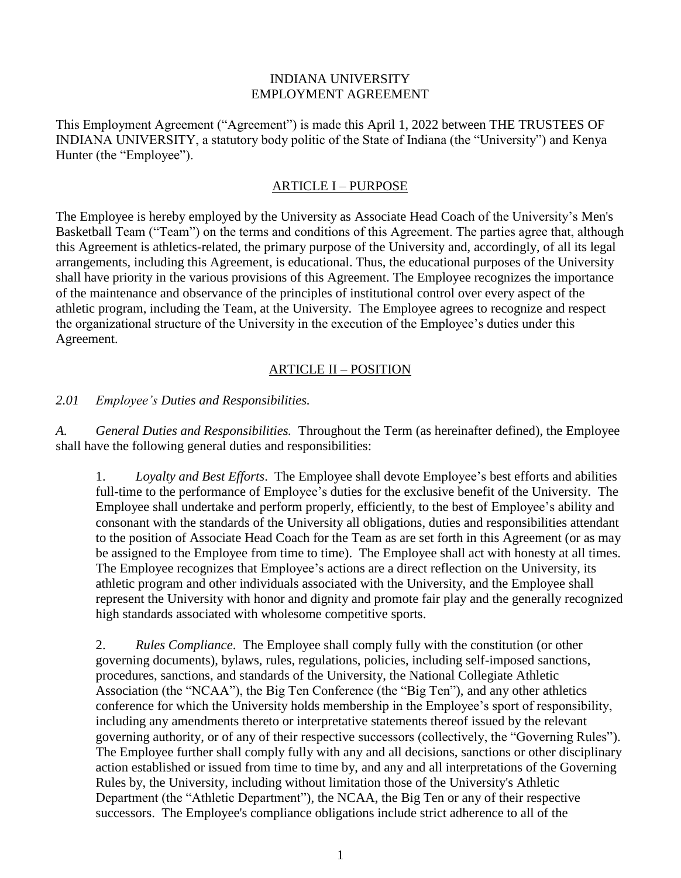# INDIANA UNIVERSITY
# EMPLOYMENT AGREEMENT

This Employment Agreement ("Agreement") is made this April 1, 2022 between THE TRUSTEES OF INDIANA UNIVERSITY, a statutory body politic of the State of Indiana (the "University") and Kenya Hunter (the "Employee").

## ARTICLE I – PURPOSE

The Employee is hereby employed by the University as Associate Head Coach of the University's Men's Basketball Team ("Team") on the terms and conditions of this Agreement. The parties agree that, although this Agreement is athletics-related, the primary purpose of the University and, accordingly, of all its legal arrangements, including this Agreement, is educational. Thus, the educational purposes of the University shall have priority in the various provisions of this Agreement. The Employee recognizes the importance of the maintenance and observance of the principles of institutional control over every aspect of the athletic program, including the Team, at the University. The Employee agrees to recognize and respect the organizational structure of the University in the execution of the Employee's duties under this Agreement.

## ARTICLE II – POSITION

*2.01 Employee's Duties and Responsibilities.*

*A. General Duties and Responsibilities.* Throughout the Term (as hereinafter defined), the Employee shall have the following general duties and responsibilities:

1. *Loyalty and Best Efforts*. The Employee shall devote Employee's best efforts and abilities full-time to the performance of Employee's duties for the exclusive benefit of the University. The Employee shall undertake and perform properly, efficiently, to the best of Employee's ability and consonant with the standards of the University all obligations, duties and responsibilities attendant to the position of Associate Head Coach for the Team as are set forth in this Agreement (or as may be assigned to the Employee from time to time). The Employee shall act with honesty at all times. The Employee recognizes that Employee's actions are a direct reflection on the University, its athletic program and other individuals associated with the University, and the Employee shall represent the University with honor and dignity and promote fair play and the generally recognized high standards associated with wholesome competitive sports.

2. *Rules Compliance*. The Employee shall comply fully with the constitution (or other governing documents), bylaws, rules, regulations, policies, including self-imposed sanctions, procedures, sanctions, and standards of the University, the National Collegiate Athletic Association (the "NCAA"), the Big Ten Conference (the "Big Ten"), and any other athletics conference for which the University holds membership in the Employee's sport of responsibility, including any amendments thereto or interpretative statements thereof issued by the relevant governing authority, or of any of their respective successors (collectively, the "Governing Rules"). The Employee further shall comply fully with any and all decisions, sanctions or other disciplinary action established or issued from time to time by, and any and all interpretations of the Governing Rules by, the University, including without limitation those of the University's Athletic Department (the "Athletic Department"), the NCAA, the Big Ten or any of their respective successors. The Employee's compliance obligations include strict adherence to all of the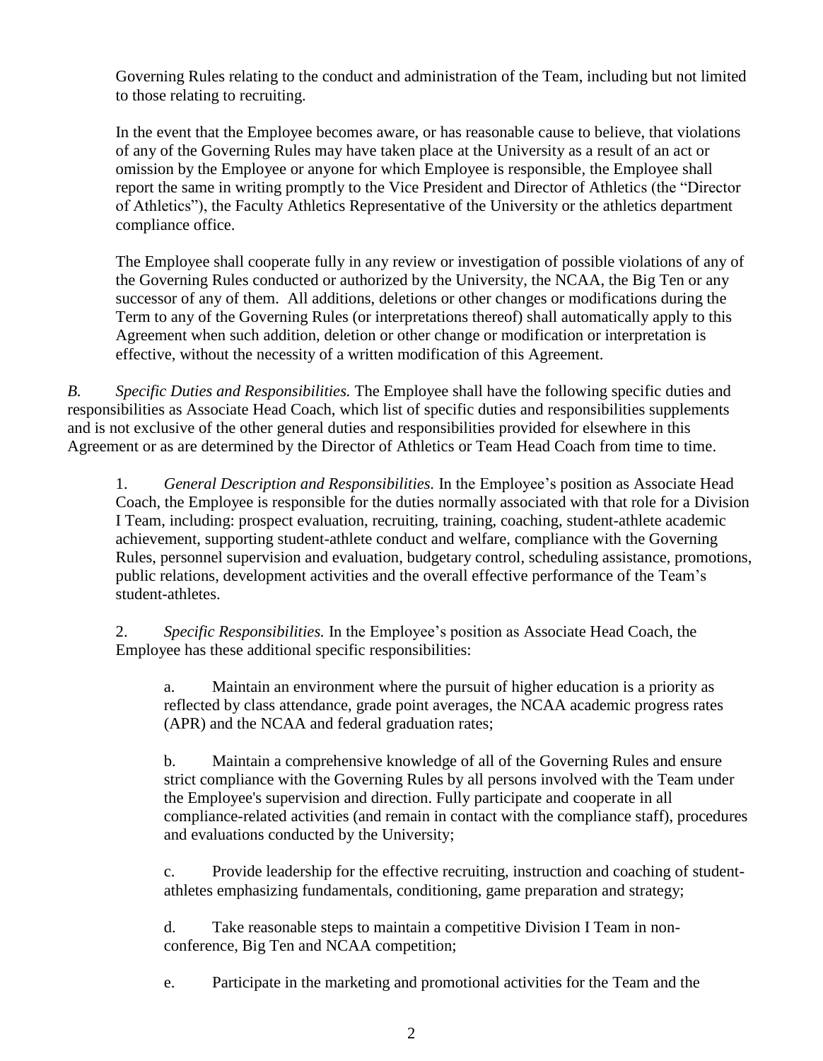Governing Rules relating to the conduct and administration of the Team, including but not limited to those relating to recruiting.

In the event that the Employee becomes aware, or has reasonable cause to believe, that violations of any of the Governing Rules may have taken place at the University as a result of an act or omission by the Employee or anyone for which Employee is responsible, the Employee shall report the same in writing promptly to the Vice President and Director of Athletics (the "Director of Athletics"), the Faculty Athletics Representative of the University or the athletics department compliance office.

The Employee shall cooperate fully in any review or investigation of possible violations of any of the Governing Rules conducted or authorized by the University, the NCAA, the Big Ten or any successor of any of them. All additions, deletions or other changes or modifications during the Term to any of the Governing Rules (or interpretations thereof) shall automatically apply to this Agreement when such addition, deletion or other change or modification or interpretation is effective, without the necessity of a written modification of this Agreement.

*B. Specific Duties and Responsibilities.* The Employee shall have the following specific duties and responsibilities as Associate Head Coach, which list of specific duties and responsibilities supplements and is not exclusive of the other general duties and responsibilities provided for elsewhere in this Agreement or as are determined by the Director of Athletics or Team Head Coach from time to time.

1. *General Description and Responsibilities.* In the Employee's position as Associate Head Coach, the Employee is responsible for the duties normally associated with that role for a Division I Team, including: prospect evaluation, recruiting, training, coaching, student-athlete academic achievement, supporting student-athlete conduct and welfare, compliance with the Governing Rules, personnel supervision and evaluation, budgetary control, scheduling assistance, promotions, public relations, development activities and the overall effective performance of the Team's student-athletes.

2. *Specific Responsibilities.* In the Employee's position as Associate Head Coach, the Employee has these additional specific responsibilities:

   a. Maintain an environment where the pursuit of higher education is a priority as reflected by class attendance, grade point averages, the NCAA academic progress rates (APR) and the NCAA and federal graduation rates;

   b. Maintain a comprehensive knowledge of all of the Governing Rules and ensure strict compliance with the Governing Rules by all persons involved with the Team under the Employee's supervision and direction. Fully participate and cooperate in all compliance-related activities (and remain in contact with the compliance staff), procedures and evaluations conducted by the University;

   c. Provide leadership for the effective recruiting, instruction and coaching of student-athletes emphasizing fundamentals, conditioning, game preparation and strategy;

   d. Take reasonable steps to maintain a competitive Division I Team in non-conference, Big Ten and NCAA competition;

   e. Participate in the marketing and promotional activities for the Team and the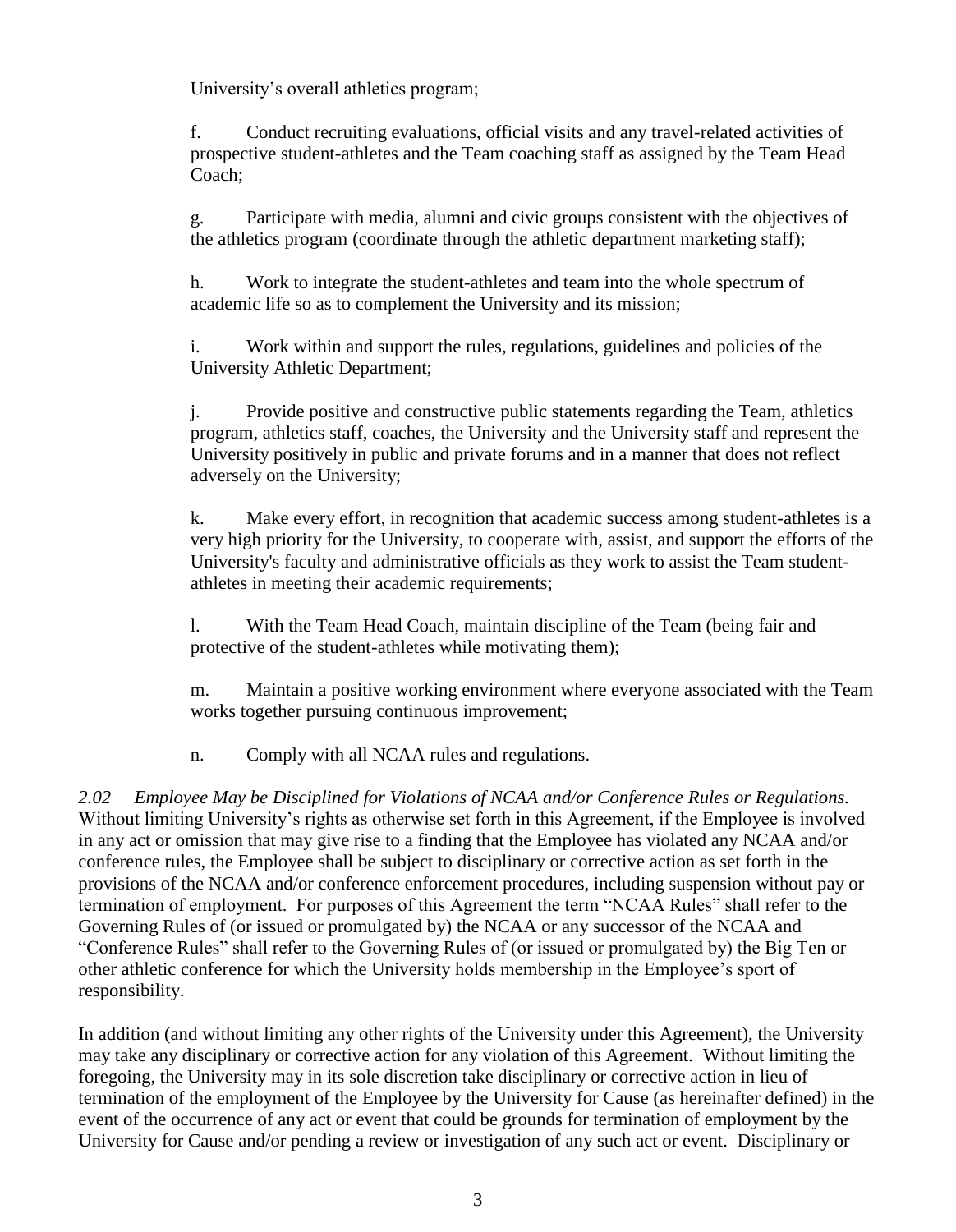University's overall athletics program;

f. Conduct recruiting evaluations, official visits and any travel-related activities of prospective student-athletes and the Team coaching staff as assigned by the Team Head Coach;

g. Participate with media, alumni and civic groups consistent with the objectives of the athletics program (coordinate through the athletic department marketing staff);

h. Work to integrate the student-athletes and team into the whole spectrum of academic life so as to complement the University and its mission;

i. Work within and support the rules, regulations, guidelines and policies of the University Athletic Department;

j. Provide positive and constructive public statements regarding the Team, athletics program, athletics staff, coaches, the University and the University staff and represent the University positively in public and private forums and in a manner that does not reflect adversely on the University;

k. Make every effort, in recognition that academic success among student-athletes is a very high priority for the University, to cooperate with, assist, and support the efforts of the University's faculty and administrative officials as they work to assist the Team student-athletes in meeting their academic requirements;

l. With the Team Head Coach, maintain discipline of the Team (being fair and protective of the student-athletes while motivating them);

m. Maintain a positive working environment where everyone associated with the Team works together pursuing continuous improvement;

n. Comply with all NCAA rules and regulations.

*2.02 Employee May be Disciplined for Violations of NCAA and/or Conference Rules or Regulations.* Without limiting University's rights as otherwise set forth in this Agreement, if the Employee is involved in any act or omission that may give rise to a finding that the Employee has violated any NCAA and/or conference rules, the Employee shall be subject to disciplinary or corrective action as set forth in the provisions of the NCAA and/or conference enforcement procedures, including suspension without pay or termination of employment. For purposes of this Agreement the term "NCAA Rules" shall refer to the Governing Rules of (or issued or promulgated by) the NCAA or any successor of the NCAA and "Conference Rules" shall refer to the Governing Rules of (or issued or promulgated by) the Big Ten or other athletic conference for which the University holds membership in the Employee's sport of responsibility.

In addition (and without limiting any other rights of the University under this Agreement), the University may take any disciplinary or corrective action for any violation of this Agreement. Without limiting the foregoing, the University may in its sole discretion take disciplinary or corrective action in lieu of termination of the employment of the Employee by the University for Cause (as hereinafter defined) in the event of the occurrence of any act or event that could be grounds for termination of employment by the University for Cause and/or pending a review or investigation of any such act or event. Disciplinary or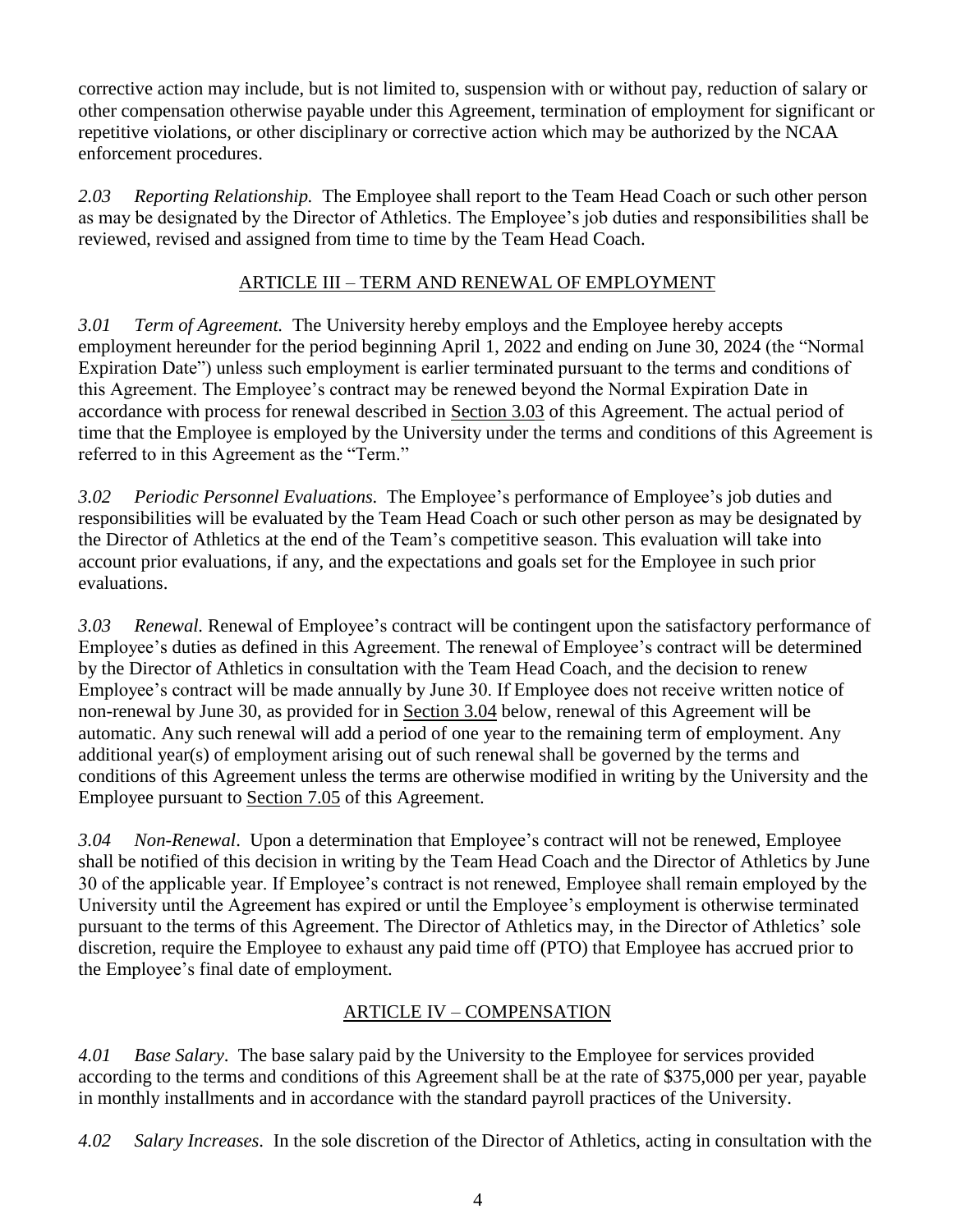corrective action may include, but is not limited to, suspension with or without pay, reduction of salary or other compensation otherwise payable under this Agreement, termination of employment for significant or repetitive violations, or other disciplinary or corrective action which may be authorized by the NCAA enforcement procedures.

*2.03 Reporting Relationship.* The Employee shall report to the Team Head Coach or such other person as may be designated by the Director of Athletics. The Employee's job duties and responsibilities shall be reviewed, revised and assigned from time to time by the Team Head Coach.

## ARTICLE III – TERM AND RENEWAL OF EMPLOYMENT

*3.01 Term of Agreement.* The University hereby employs and the Employee hereby accepts employment hereunder for the period beginning April 1, 2022 and ending on June 30, 2024 (the "Normal Expiration Date") unless such employment is earlier terminated pursuant to the terms and conditions of this Agreement. The Employee's contract may be renewed beyond the Normal Expiration Date in accordance with process for renewal described in Section 3.03 of this Agreement. The actual period of time that the Employee is employed by the University under the terms and conditions of this Agreement is referred to in this Agreement as the "Term."

*3.02 Periodic Personnel Evaluations.* The Employee's performance of Employee's job duties and responsibilities will be evaluated by the Team Head Coach or such other person as may be designated by the Director of Athletics at the end of the Team's competitive season. This evaluation will take into account prior evaluations, if any, and the expectations and goals set for the Employee in such prior evaluations.

*3.03 Renewal.* Renewal of Employee's contract will be contingent upon the satisfactory performance of Employee's duties as defined in this Agreement. The renewal of Employee's contract will be determined by the Director of Athletics in consultation with the Team Head Coach, and the decision to renew Employee's contract will be made annually by June 30. If Employee does not receive written notice of non-renewal by June 30, as provided for in Section 3.04 below, renewal of this Agreement will be automatic. Any such renewal will add a period of one year to the remaining term of employment. Any additional year(s) of employment arising out of such renewal shall be governed by the terms and conditions of this Agreement unless the terms are otherwise modified in writing by the University and the Employee pursuant to Section 7.05 of this Agreement.

*3.04 Non-Renewal*. Upon a determination that Employee's contract will not be renewed, Employee shall be notified of this decision in writing by the Team Head Coach and the Director of Athletics by June 30 of the applicable year. If Employee's contract is not renewed, Employee shall remain employed by the University until the Agreement has expired or until the Employee's employment is otherwise terminated pursuant to the terms of this Agreement. The Director of Athletics may, in the Director of Athletics' sole discretion, require the Employee to exhaust any paid time off (PTO) that Employee has accrued prior to the Employee's final date of employment.

## ARTICLE IV – COMPENSATION

*4.01 Base Salary*. The base salary paid by the University to the Employee for services provided according to the terms and conditions of this Agreement shall be at the rate of $375,000 per year, payable in monthly installments and in accordance with the standard payroll practices of the University.

*4.02 Salary Increases*. In the sole discretion of the Director of Athletics, acting in consultation with the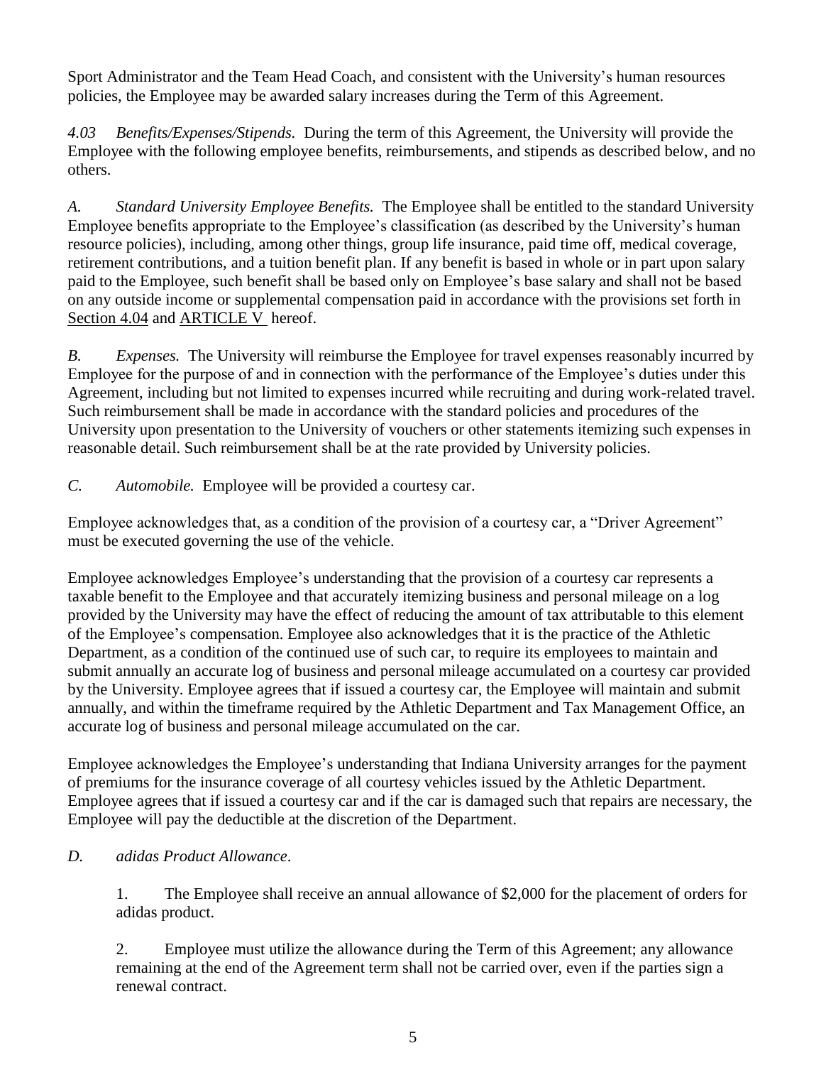Sport Administrator and the Team Head Coach, and consistent with the University's human resources policies, the Employee may be awarded salary increases during the Term of this Agreement.

*4.03 Benefits/Expenses/Stipends.* During the term of this Agreement, the University will provide the Employee with the following employee benefits, reimbursements, and stipends as described below, and no others.

*A. Standard University Employee Benefits.* The Employee shall be entitled to the standard University Employee benefits appropriate to the Employee's classification (as described by the University's human resource policies), including, among other things, group life insurance, paid time off, medical coverage, retirement contributions, and a tuition benefit plan. If any benefit is based in whole or in part upon salary paid to the Employee, such benefit shall be based only on Employee's base salary and shall not be based on any outside income or supplemental compensation paid in accordance with the provisions set forth in Section 4.04 and ARTICLE V hereof.

*B. Expenses.* The University will reimburse the Employee for travel expenses reasonably incurred by Employee for the purpose of and in connection with the performance of the Employee's duties under this Agreement, including but not limited to expenses incurred while recruiting and during work-related travel. Such reimbursement shall be made in accordance with the standard policies and procedures of the University upon presentation to the University of vouchers or other statements itemizing such expenses in reasonable detail. Such reimbursement shall be at the rate provided by University policies.

*C. Automobile.* Employee will be provided a courtesy car.

Employee acknowledges that, as a condition of the provision of a courtesy car, a "Driver Agreement" must be executed governing the use of the vehicle.

Employee acknowledges Employee's understanding that the provision of a courtesy car represents a taxable benefit to the Employee and that accurately itemizing business and personal mileage on a log provided by the University may have the effect of reducing the amount of tax attributable to this element of the Employee's compensation. Employee also acknowledges that it is the practice of the Athletic Department, as a condition of the continued use of such car, to require its employees to maintain and submit annually an accurate log of business and personal mileage accumulated on a courtesy car provided by the University. Employee agrees that if issued a courtesy car, the Employee will maintain and submit annually, and within the timeframe required by the Athletic Department and Tax Management Office, an accurate log of business and personal mileage accumulated on the car.

Employee acknowledges the Employee's understanding that Indiana University arranges for the payment of premiums for the insurance coverage of all courtesy vehicles issued by the Athletic Department. Employee agrees that if issued a courtesy car and if the car is damaged such that repairs are necessary, the Employee will pay the deductible at the discretion of the Department.

*D. adidas Product Allowance*.

1. The Employee shall receive an annual allowance of $2,000 for the placement of orders for adidas product.

2. Employee must utilize the allowance during the Term of this Agreement; any allowance remaining at the end of the Agreement term shall not be carried over, even if the parties sign a renewal contract.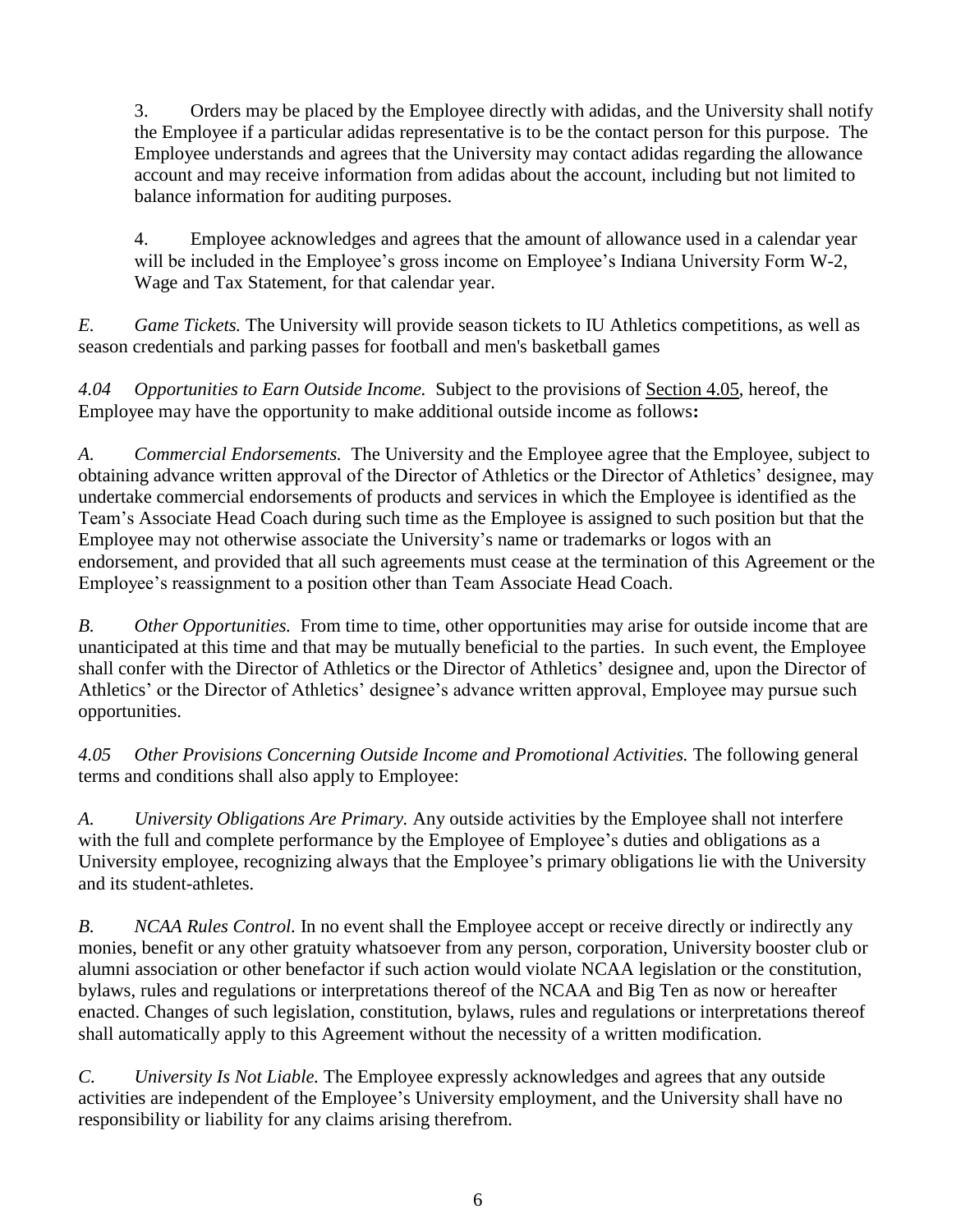3. Orders may be placed by the Employee directly with adidas, and the University shall notify the Employee if a particular adidas representative is to be the contact person for this purpose. The Employee understands and agrees that the University may contact adidas regarding the allowance account and may receive information from adidas about the account, including but not limited to balance information for auditing purposes.

4. Employee acknowledges and agrees that the amount of allowance used in a calendar year will be included in the Employee's gross income on Employee's Indiana University Form W-2, Wage and Tax Statement, for that calendar year.

*E. Game Tickets.* The University will provide season tickets to IU Athletics competitions, as well as season credentials and parking passes for football and men's basketball games

*4.04 Opportunities to Earn Outside Income.* Subject to the provisions of Section 4.05, hereof, the Employee may have the opportunity to make additional outside income as follows**:**

*A. Commercial Endorsements.* The University and the Employee agree that the Employee, subject to obtaining advance written approval of the Director of Athletics or the Director of Athletics' designee, may undertake commercial endorsements of products and services in which the Employee is identified as the Team's Associate Head Coach during such time as the Employee is assigned to such position but that the Employee may not otherwise associate the University's name or trademarks or logos with an endorsement, and provided that all such agreements must cease at the termination of this Agreement or the Employee's reassignment to a position other than Team Associate Head Coach.

*B. Other Opportunities.* From time to time, other opportunities may arise for outside income that are unanticipated at this time and that may be mutually beneficial to the parties. In such event, the Employee shall confer with the Director of Athletics or the Director of Athletics' designee and, upon the Director of Athletics' or the Director of Athletics' designee's advance written approval, Employee may pursue such opportunities.

*4.05 Other Provisions Concerning Outside Income and Promotional Activities.* The following general terms and conditions shall also apply to Employee:

*A. University Obligations Are Primary.* Any outside activities by the Employee shall not interfere with the full and complete performance by the Employee of Employee's duties and obligations as a University employee, recognizing always that the Employee's primary obligations lie with the University and its student-athletes.

*B. NCAA Rules Control.* In no event shall the Employee accept or receive directly or indirectly any monies, benefit or any other gratuity whatsoever from any person, corporation, University booster club or alumni association or other benefactor if such action would violate NCAA legislation or the constitution, bylaws, rules and regulations or interpretations thereof of the NCAA and Big Ten as now or hereafter enacted. Changes of such legislation, constitution, bylaws, rules and regulations or interpretations thereof shall automatically apply to this Agreement without the necessity of a written modification.

*C. University Is Not Liable.* The Employee expressly acknowledges and agrees that any outside activities are independent of the Employee's University employment, and the University shall have no responsibility or liability for any claims arising therefrom.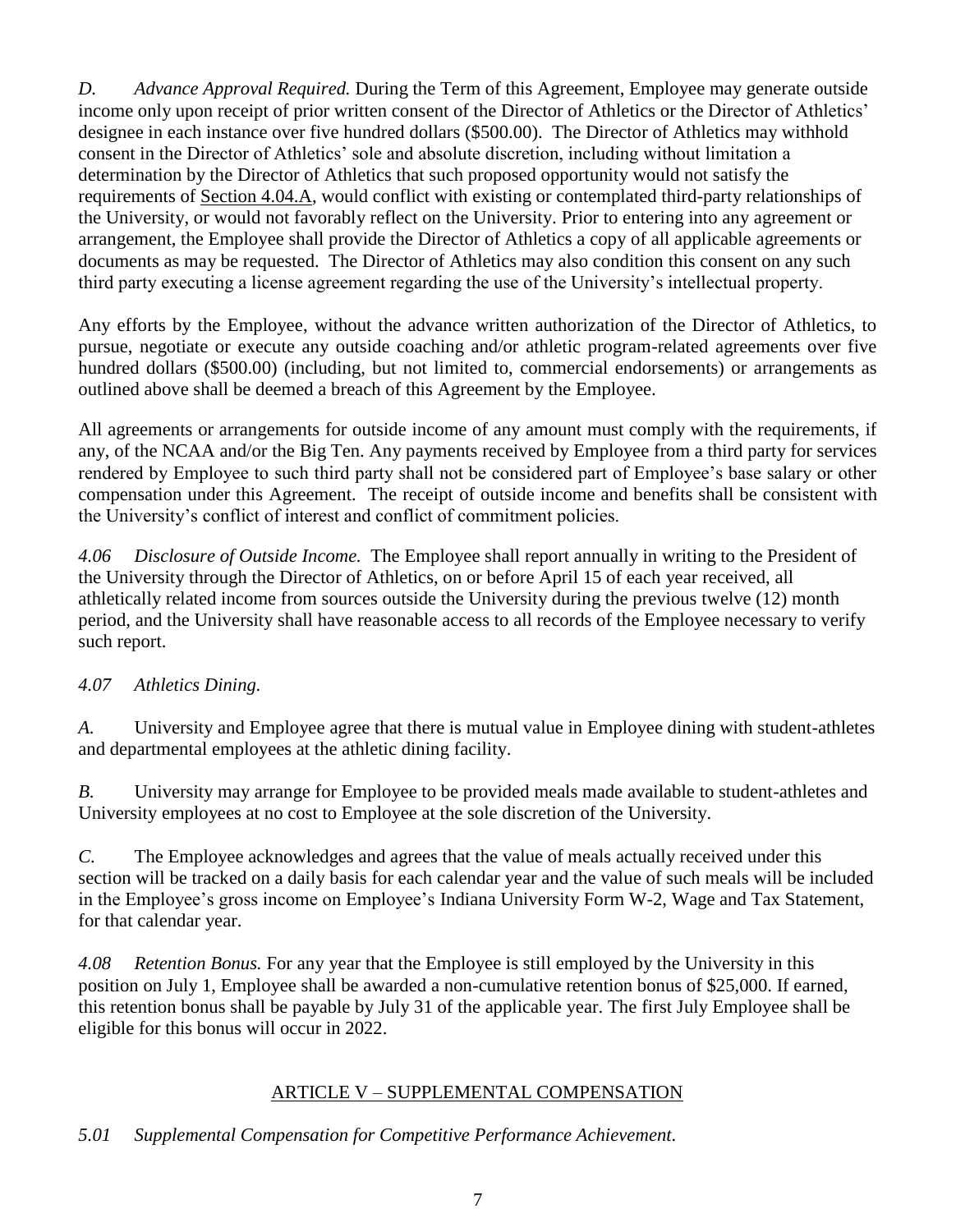*D. Advance Approval Required.* During the Term of this Agreement, Employee may generate outside income only upon receipt of prior written consent of the Director of Athletics or the Director of Athletics' designee in each instance over five hundred dollars ($500.00). The Director of Athletics may withhold consent in the Director of Athletics' sole and absolute discretion, including without limitation a determination by the Director of Athletics that such proposed opportunity would not satisfy the requirements of Section 4.04.A, would conflict with existing or contemplated third-party relationships of the University, or would not favorably reflect on the University. Prior to entering into any agreement or arrangement, the Employee shall provide the Director of Athletics a copy of all applicable agreements or documents as may be requested. The Director of Athletics may also condition this consent on any such third party executing a license agreement regarding the use of the University's intellectual property.

Any efforts by the Employee, without the advance written authorization of the Director of Athletics, to pursue, negotiate or execute any outside coaching and/or athletic program-related agreements over five hundred dollars ($500.00) (including, but not limited to, commercial endorsements) or arrangements as outlined above shall be deemed a breach of this Agreement by the Employee.

All agreements or arrangements for outside income of any amount must comply with the requirements, if any, of the NCAA and/or the Big Ten. Any payments received by Employee from a third party for services rendered by Employee to such third party shall not be considered part of Employee's base salary or other compensation under this Agreement. The receipt of outside income and benefits shall be consistent with the University's conflict of interest and conflict of commitment policies.

*4.06 Disclosure of Outside Income.* The Employee shall report annually in writing to the President of the University through the Director of Athletics, on or before April 15 of each year received, all athletically related income from sources outside the University during the previous twelve (12) month period, and the University shall have reasonable access to all records of the Employee necessary to verify such report.

*4.07 Athletics Dining.*

*A.* University and Employee agree that there is mutual value in Employee dining with student-athletes and departmental employees at the athletic dining facility.

*B.* University may arrange for Employee to be provided meals made available to student-athletes and University employees at no cost to Employee at the sole discretion of the University.

*C.* The Employee acknowledges and agrees that the value of meals actually received under this section will be tracked on a daily basis for each calendar year and the value of such meals will be included in the Employee's gross income on Employee's Indiana University Form W-2, Wage and Tax Statement, for that calendar year.

*4.08 Retention Bonus.* For any year that the Employee is still employed by the University in this position on July 1, Employee shall be awarded a non-cumulative retention bonus of $25,000. If earned, this retention bonus shall be payable by July 31 of the applicable year. The first July Employee shall be eligible for this bonus will occur in 2022.

## ARTICLE V – SUPPLEMENTAL COMPENSATION

*5.01 Supplemental Compensation for Competitive Performance Achievement.*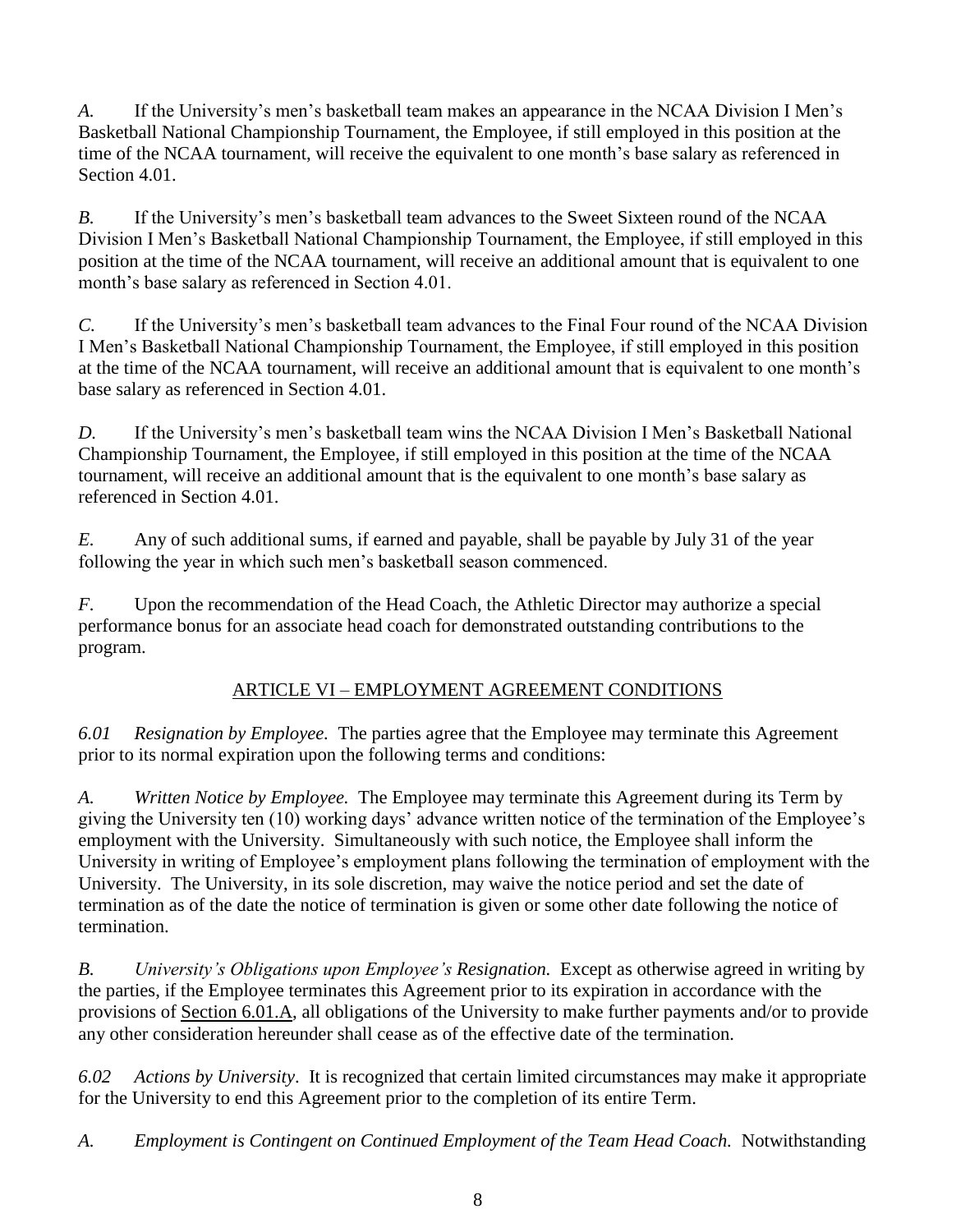*A.* If the University's men's basketball team makes an appearance in the NCAA Division I Men's Basketball National Championship Tournament, the Employee, if still employed in this position at the time of the NCAA tournament, will receive the equivalent to one month's base salary as referenced in Section 4.01.

*B.* If the University's men's basketball team advances to the Sweet Sixteen round of the NCAA Division I Men's Basketball National Championship Tournament, the Employee, if still employed in this position at the time of the NCAA tournament, will receive an additional amount that is equivalent to one month's base salary as referenced in Section 4.01.

*C.* If the University's men's basketball team advances to the Final Four round of the NCAA Division I Men's Basketball National Championship Tournament, the Employee, if still employed in this position at the time of the NCAA tournament, will receive an additional amount that is equivalent to one month's base salary as referenced in Section 4.01.

*D.* If the University's men's basketball team wins the NCAA Division I Men's Basketball National Championship Tournament, the Employee, if still employed in this position at the time of the NCAA tournament, will receive an additional amount that is the equivalent to one month's base salary as referenced in Section 4.01.

*E.* Any of such additional sums, if earned and payable, shall be payable by July 31 of the year following the year in which such men's basketball season commenced.

*F.* Upon the recommendation of the Head Coach, the Athletic Director may authorize a special performance bonus for an associate head coach for demonstrated outstanding contributions to the program.

## ARTICLE VI – EMPLOYMENT AGREEMENT CONDITIONS

*6.01 Resignation by Employee.* The parties agree that the Employee may terminate this Agreement prior to its normal expiration upon the following terms and conditions:

*A. Written Notice by Employee.* The Employee may terminate this Agreement during its Term by giving the University ten (10) working days' advance written notice of the termination of the Employee's employment with the University. Simultaneously with such notice, the Employee shall inform the University in writing of Employee's employment plans following the termination of employment with the University. The University, in its sole discretion, may waive the notice period and set the date of termination as of the date the notice of termination is given or some other date following the notice of termination.

*B. University's Obligations upon Employee's Resignation.* Except as otherwise agreed in writing by the parties, if the Employee terminates this Agreement prior to its expiration in accordance with the provisions of Section 6.01.A, all obligations of the University to make further payments and/or to provide any other consideration hereunder shall cease as of the effective date of the termination.

*6.02 Actions by University*. It is recognized that certain limited circumstances may make it appropriate for the University to end this Agreement prior to the completion of its entire Term.

*A. Employment is Contingent on Continued Employment of the Team Head Coach.* Notwithstanding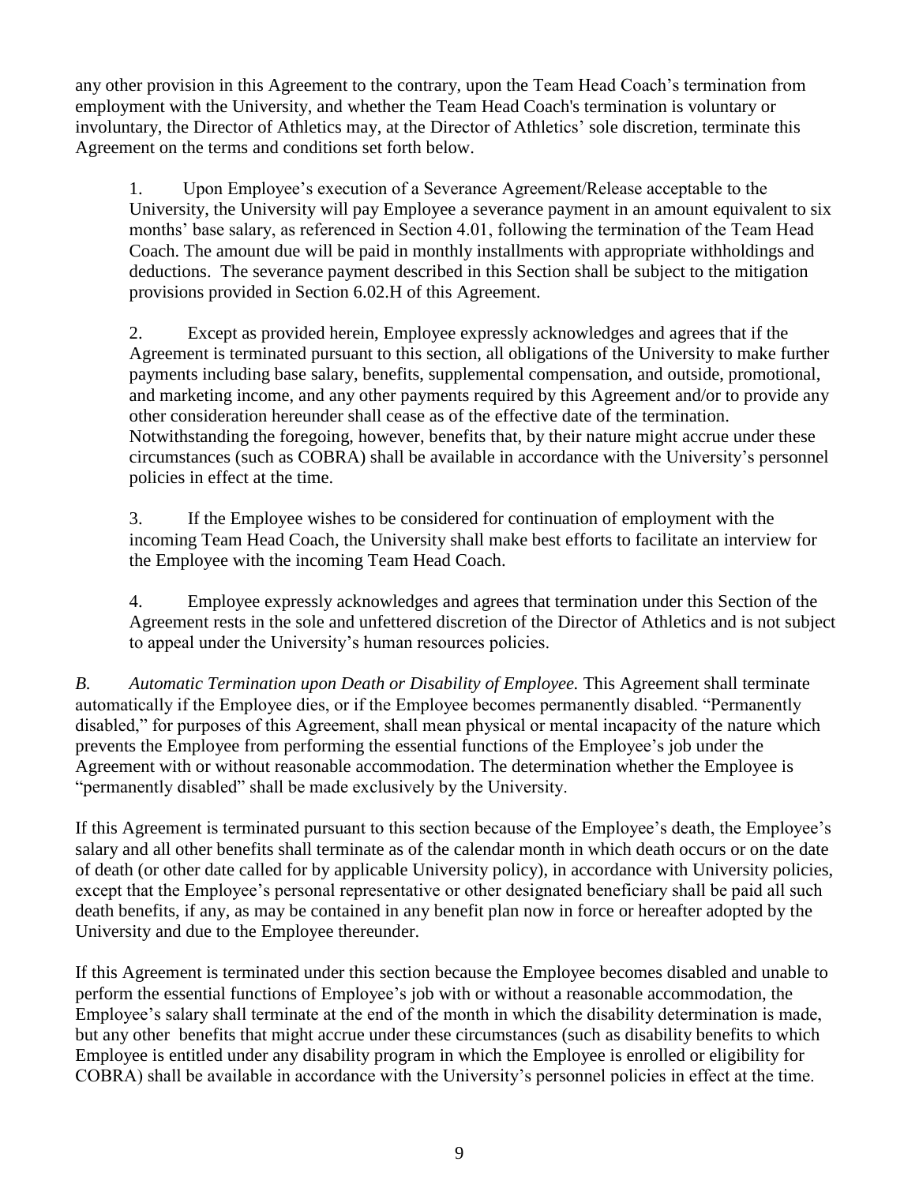any other provision in this Agreement to the contrary, upon the Team Head Coach's termination from employment with the University, and whether the Team Head Coach's termination is voluntary or involuntary, the Director of Athletics may, at the Director of Athletics' sole discretion, terminate this Agreement on the terms and conditions set forth below.

1. Upon Employee's execution of a Severance Agreement/Release acceptable to the University, the University will pay Employee a severance payment in an amount equivalent to six months' base salary, as referenced in Section 4.01, following the termination of the Team Head Coach. The amount due will be paid in monthly installments with appropriate withholdings and deductions. The severance payment described in this Section shall be subject to the mitigation provisions provided in Section 6.02.H of this Agreement.

2. Except as provided herein, Employee expressly acknowledges and agrees that if the Agreement is terminated pursuant to this section, all obligations of the University to make further payments including base salary, benefits, supplemental compensation, and outside, promotional, and marketing income, and any other payments required by this Agreement and/or to provide any other consideration hereunder shall cease as of the effective date of the termination. Notwithstanding the foregoing, however, benefits that, by their nature might accrue under these circumstances (such as COBRA) shall be available in accordance with the University's personnel policies in effect at the time.

3. If the Employee wishes to be considered for continuation of employment with the incoming Team Head Coach, the University shall make best efforts to facilitate an interview for the Employee with the incoming Team Head Coach.

4. Employee expressly acknowledges and agrees that termination under this Section of the Agreement rests in the sole and unfettered discretion of the Director of Athletics and is not subject to appeal under the University's human resources policies.

*B. Automatic Termination upon Death or Disability of Employee.* This Agreement shall terminate automatically if the Employee dies, or if the Employee becomes permanently disabled. "Permanently disabled," for purposes of this Agreement, shall mean physical or mental incapacity of the nature which prevents the Employee from performing the essential functions of the Employee's job under the Agreement with or without reasonable accommodation. The determination whether the Employee is "permanently disabled" shall be made exclusively by the University.

If this Agreement is terminated pursuant to this section because of the Employee's death, the Employee's salary and all other benefits shall terminate as of the calendar month in which death occurs or on the date of death (or other date called for by applicable University policy), in accordance with University policies, except that the Employee's personal representative or other designated beneficiary shall be paid all such death benefits, if any, as may be contained in any benefit plan now in force or hereafter adopted by the University and due to the Employee thereunder.

If this Agreement is terminated under this section because the Employee becomes disabled and unable to perform the essential functions of Employee's job with or without a reasonable accommodation, the Employee's salary shall terminate at the end of the month in which the disability determination is made, but any other benefits that might accrue under these circumstances (such as disability benefits to which Employee is entitled under any disability program in which the Employee is enrolled or eligibility for COBRA) shall be available in accordance with the University's personnel policies in effect at the time.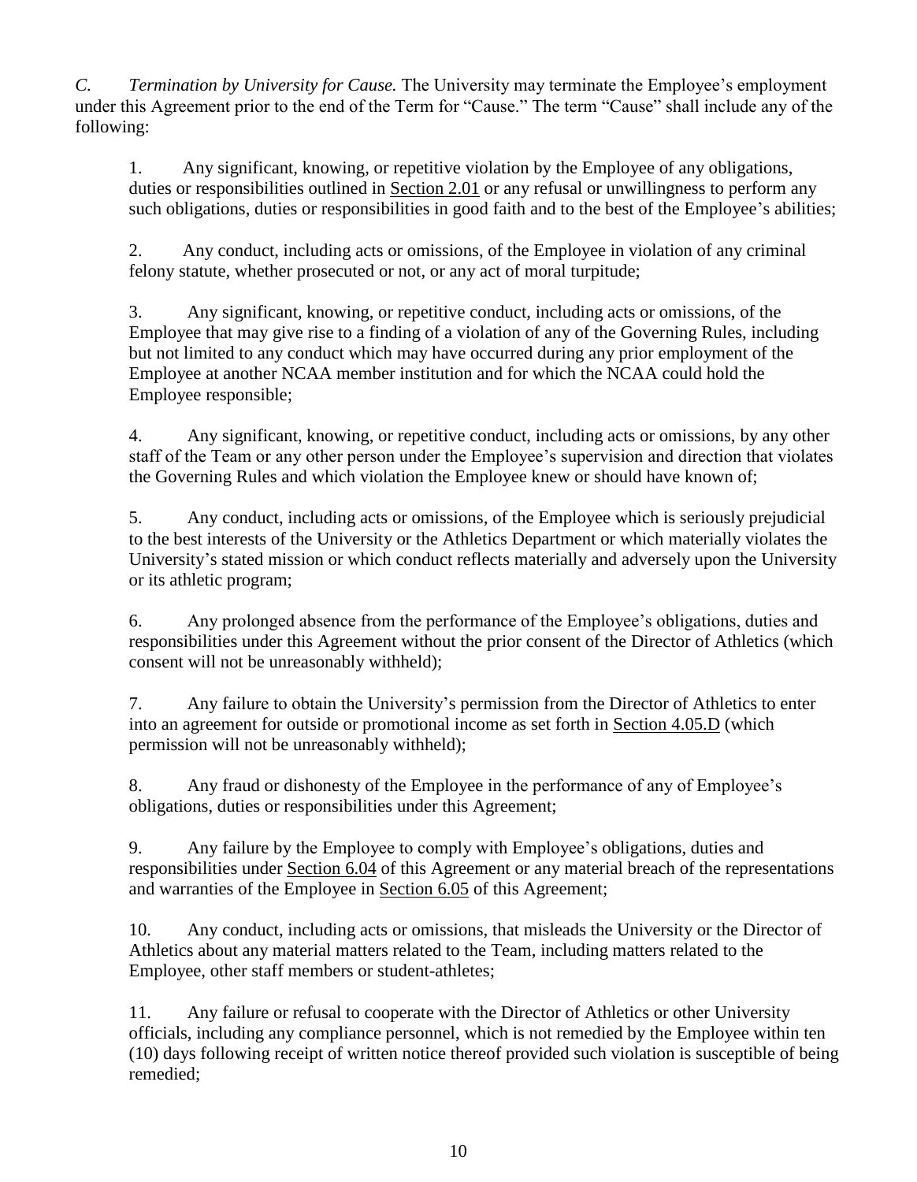*C. Termination by University for Cause.* The University may terminate the Employee's employment under this Agreement prior to the end of the Term for "Cause." The term "Cause" shall include any of the following:

1. Any significant, knowing, or repetitive violation by the Employee of any obligations, duties or responsibilities outlined in Section 2.01 or any refusal or unwillingness to perform any such obligations, duties or responsibilities in good faith and to the best of the Employee's abilities;

2. Any conduct, including acts or omissions, of the Employee in violation of any criminal felony statute, whether prosecuted or not, or any act of moral turpitude;

3. Any significant, knowing, or repetitive conduct, including acts or omissions, of the Employee that may give rise to a finding of a violation of any of the Governing Rules, including but not limited to any conduct which may have occurred during any prior employment of the Employee at another NCAA member institution and for which the NCAA could hold the Employee responsible;

4. Any significant, knowing, or repetitive conduct, including acts or omissions, by any other staff of the Team or any other person under the Employee's supervision and direction that violates the Governing Rules and which violation the Employee knew or should have known of;

5. Any conduct, including acts or omissions, of the Employee which is seriously prejudicial to the best interests of the University or the Athletics Department or which materially violates the University's stated mission or which conduct reflects materially and adversely upon the University or its athletic program;

6. Any prolonged absence from the performance of the Employee's obligations, duties and responsibilities under this Agreement without the prior consent of the Director of Athletics (which consent will not be unreasonably withheld);

7. Any failure to obtain the University's permission from the Director of Athletics to enter into an agreement for outside or promotional income as set forth in Section 4.05.D (which permission will not be unreasonably withheld);

8. Any fraud or dishonesty of the Employee in the performance of any of Employee's obligations, duties or responsibilities under this Agreement;

9. Any failure by the Employee to comply with Employee's obligations, duties and responsibilities under Section 6.04 of this Agreement or any material breach of the representations and warranties of the Employee in Section 6.05 of this Agreement;

10. Any conduct, including acts or omissions, that misleads the University or the Director of Athletics about any material matters related to the Team, including matters related to the Employee, other staff members or student-athletes;

11. Any failure or refusal to cooperate with the Director of Athletics or other University officials, including any compliance personnel, which is not remedied by the Employee within ten (10) days following receipt of written notice thereof provided such violation is susceptible of being remedied;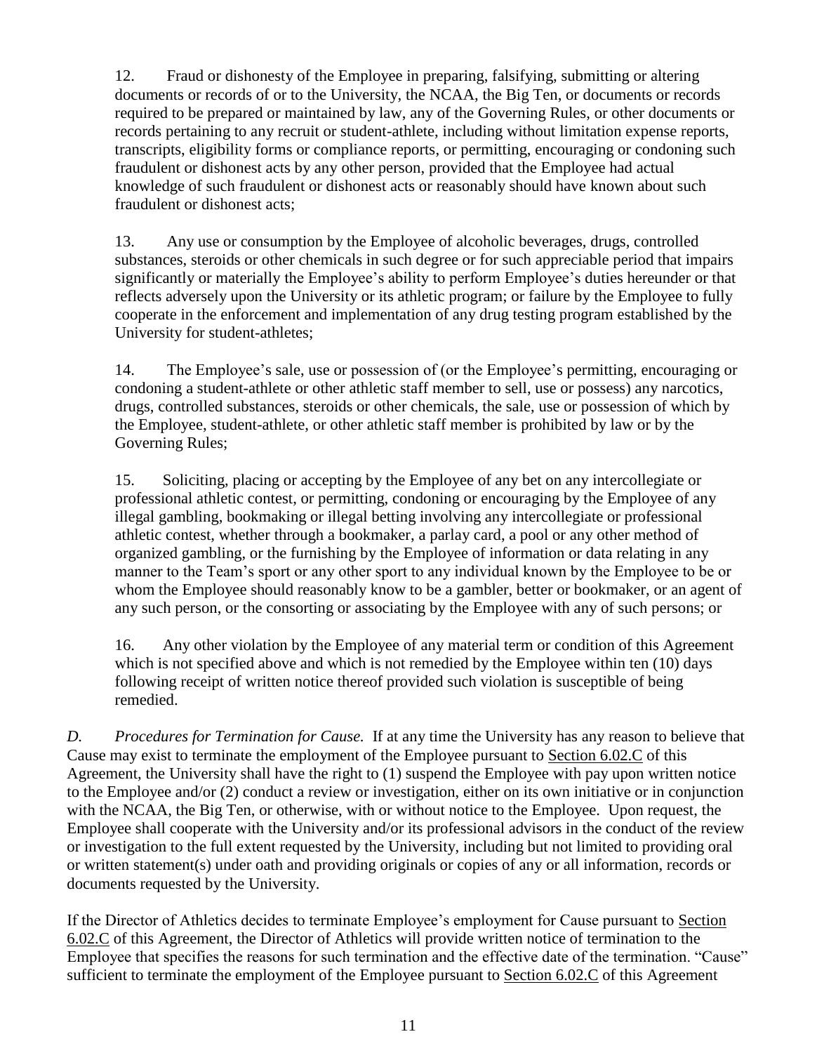12. Fraud or dishonesty of the Employee in preparing, falsifying, submitting or altering documents or records of or to the University, the NCAA, the Big Ten, or documents or records required to be prepared or maintained by law, any of the Governing Rules, or other documents or records pertaining to any recruit or student-athlete, including without limitation expense reports, transcripts, eligibility forms or compliance reports, or permitting, encouraging or condoning such fraudulent or dishonest acts by any other person, provided that the Employee had actual knowledge of such fraudulent or dishonest acts or reasonably should have known about such fraudulent or dishonest acts;

13. Any use or consumption by the Employee of alcoholic beverages, drugs, controlled substances, steroids or other chemicals in such degree or for such appreciable period that impairs significantly or materially the Employee's ability to perform Employee's duties hereunder or that reflects adversely upon the University or its athletic program; or failure by the Employee to fully cooperate in the enforcement and implementation of any drug testing program established by the University for student-athletes;

14. The Employee's sale, use or possession of (or the Employee's permitting, encouraging or condoning a student-athlete or other athletic staff member to sell, use or possess) any narcotics, drugs, controlled substances, steroids or other chemicals, the sale, use or possession of which by the Employee, student-athlete, or other athletic staff member is prohibited by law or by the Governing Rules;

15. Soliciting, placing or accepting by the Employee of any bet on any intercollegiate or professional athletic contest, or permitting, condoning or encouraging by the Employee of any illegal gambling, bookmaking or illegal betting involving any intercollegiate or professional athletic contest, whether through a bookmaker, a parlay card, a pool or any other method of organized gambling, or the furnishing by the Employee of information or data relating in any manner to the Team's sport or any other sport to any individual known by the Employee to be or whom the Employee should reasonably know to be a gambler, better or bookmaker, or an agent of any such person, or the consorting or associating by the Employee with any of such persons; or

16. Any other violation by the Employee of any material term or condition of this Agreement which is not specified above and which is not remedied by the Employee within ten (10) days following receipt of written notice thereof provided such violation is susceptible of being remedied.

*D. Procedures for Termination for Cause.* If at any time the University has any reason to believe that Cause may exist to terminate the employment of the Employee pursuant to Section 6.02.C of this Agreement, the University shall have the right to (1) suspend the Employee with pay upon written notice to the Employee and/or (2) conduct a review or investigation, either on its own initiative or in conjunction with the NCAA, the Big Ten, or otherwise, with or without notice to the Employee. Upon request, the Employee shall cooperate with the University and/or its professional advisors in the conduct of the review or investigation to the full extent requested by the University, including but not limited to providing oral or written statement(s) under oath and providing originals or copies of any or all information, records or documents requested by the University.

If the Director of Athletics decides to terminate Employee's employment for Cause pursuant to Section 6.02.C of this Agreement, the Director of Athletics will provide written notice of termination to the Employee that specifies the reasons for such termination and the effective date of the termination. "Cause" sufficient to terminate the employment of the Employee pursuant to Section 6.02.C of this Agreement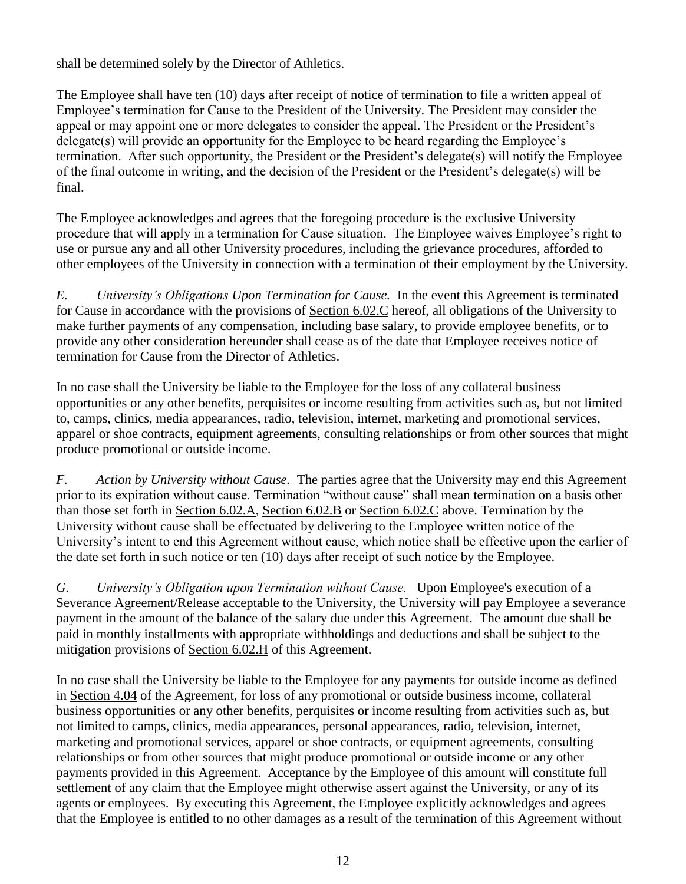shall be determined solely by the Director of Athletics.

The Employee shall have ten (10) days after receipt of notice of termination to file a written appeal of Employee's termination for Cause to the President of the University. The President may consider the appeal or may appoint one or more delegates to consider the appeal. The President or the President's delegate(s) will provide an opportunity for the Employee to be heard regarding the Employee's termination. After such opportunity, the President or the President's delegate(s) will notify the Employee of the final outcome in writing, and the decision of the President or the President's delegate(s) will be final.

The Employee acknowledges and agrees that the foregoing procedure is the exclusive University procedure that will apply in a termination for Cause situation. The Employee waives Employee's right to use or pursue any and all other University procedures, including the grievance procedures, afforded to other employees of the University in connection with a termination of their employment by the University.

*E. University's Obligations Upon Termination for Cause.* In the event this Agreement is terminated for Cause in accordance with the provisions of Section 6.02.C hereof, all obligations of the University to make further payments of any compensation, including base salary, to provide employee benefits, or to provide any other consideration hereunder shall cease as of the date that Employee receives notice of termination for Cause from the Director of Athletics.

In no case shall the University be liable to the Employee for the loss of any collateral business opportunities or any other benefits, perquisites or income resulting from activities such as, but not limited to, camps, clinics, media appearances, radio, television, internet, marketing and promotional services, apparel or shoe contracts, equipment agreements, consulting relationships or from other sources that might produce promotional or outside income.

*F. Action by University without Cause.* The parties agree that the University may end this Agreement prior to its expiration without cause. Termination "without cause" shall mean termination on a basis other than those set forth in Section 6.02.A, Section 6.02.B or Section 6.02.C above. Termination by the University without cause shall be effectuated by delivering to the Employee written notice of the University's intent to end this Agreement without cause, which notice shall be effective upon the earlier of the date set forth in such notice or ten (10) days after receipt of such notice by the Employee.

*G. University's Obligation upon Termination without Cause.* Upon Employee's execution of a Severance Agreement/Release acceptable to the University, the University will pay Employee a severance payment in the amount of the balance of the salary due under this Agreement. The amount due shall be paid in monthly installments with appropriate withholdings and deductions and shall be subject to the mitigation provisions of Section 6.02.H of this Agreement.

In no case shall the University be liable to the Employee for any payments for outside income as defined in Section 4.04 of the Agreement, for loss of any promotional or outside business income, collateral business opportunities or any other benefits, perquisites or income resulting from activities such as, but not limited to camps, clinics, media appearances, personal appearances, radio, television, internet, marketing and promotional services, apparel or shoe contracts, or equipment agreements, consulting relationships or from other sources that might produce promotional or outside income or any other payments provided in this Agreement. Acceptance by the Employee of this amount will constitute full settlement of any claim that the Employee might otherwise assert against the University, or any of its agents or employees. By executing this Agreement, the Employee explicitly acknowledges and agrees that the Employee is entitled to no other damages as a result of the termination of this Agreement without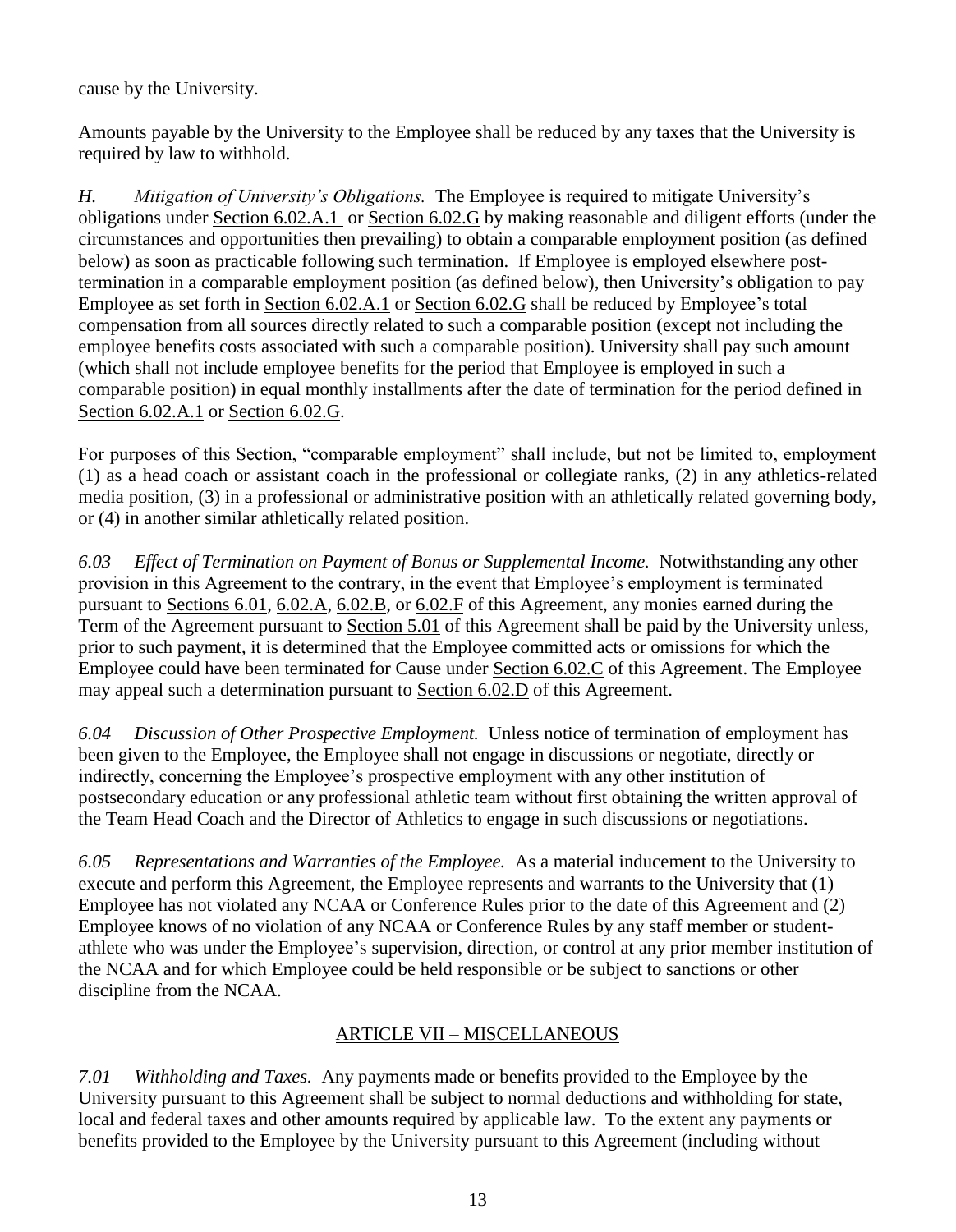cause by the University.

Amounts payable by the University to the Employee shall be reduced by any taxes that the University is required by law to withhold.

*H. Mitigation of University's Obligations.* The Employee is required to mitigate University's obligations under Section 6.02.A.1 or Section 6.02.G by making reasonable and diligent efforts (under the circumstances and opportunities then prevailing) to obtain a comparable employment position (as defined below) as soon as practicable following such termination. If Employee is employed elsewhere post-termination in a comparable employment position (as defined below), then University's obligation to pay Employee as set forth in Section 6.02.A.1 or Section 6.02.G shall be reduced by Employee's total compensation from all sources directly related to such a comparable position (except not including the employee benefits costs associated with such a comparable position). University shall pay such amount (which shall not include employee benefits for the period that Employee is employed in such a comparable position) in equal monthly installments after the date of termination for the period defined in Section 6.02.A.1 or Section 6.02.G.

For purposes of this Section, "comparable employment" shall include, but not be limited to, employment (1) as a head coach or assistant coach in the professional or collegiate ranks, (2) in any athletics-related media position, (3) in a professional or administrative position with an athletically related governing body, or (4) in another similar athletically related position.

*6.03 Effect of Termination on Payment of Bonus or Supplemental Income.* Notwithstanding any other provision in this Agreement to the contrary, in the event that Employee's employment is terminated pursuant to Sections 6.01, 6.02.A, 6.02.B, or 6.02.F of this Agreement, any monies earned during the Term of the Agreement pursuant to Section 5.01 of this Agreement shall be paid by the University unless, prior to such payment, it is determined that the Employee committed acts or omissions for which the Employee could have been terminated for Cause under Section 6.02.C of this Agreement. The Employee may appeal such a determination pursuant to Section 6.02.D of this Agreement.

*6.04 Discussion of Other Prospective Employment.* Unless notice of termination of employment has been given to the Employee, the Employee shall not engage in discussions or negotiate, directly or indirectly, concerning the Employee's prospective employment with any other institution of postsecondary education or any professional athletic team without first obtaining the written approval of the Team Head Coach and the Director of Athletics to engage in such discussions or negotiations.

*6.05 Representations and Warranties of the Employee.* As a material inducement to the University to execute and perform this Agreement, the Employee represents and warrants to the University that (1) Employee has not violated any NCAA or Conference Rules prior to the date of this Agreement and (2) Employee knows of no violation of any NCAA or Conference Rules by any staff member or student-athlete who was under the Employee's supervision, direction, or control at any prior member institution of the NCAA and for which Employee could be held responsible or be subject to sanctions or other discipline from the NCAA.

## ARTICLE VII – MISCELLANEOUS

*7.01 Withholding and Taxes.* Any payments made or benefits provided to the Employee by the University pursuant to this Agreement shall be subject to normal deductions and withholding for state, local and federal taxes and other amounts required by applicable law. To the extent any payments or benefits provided to the Employee by the University pursuant to this Agreement (including without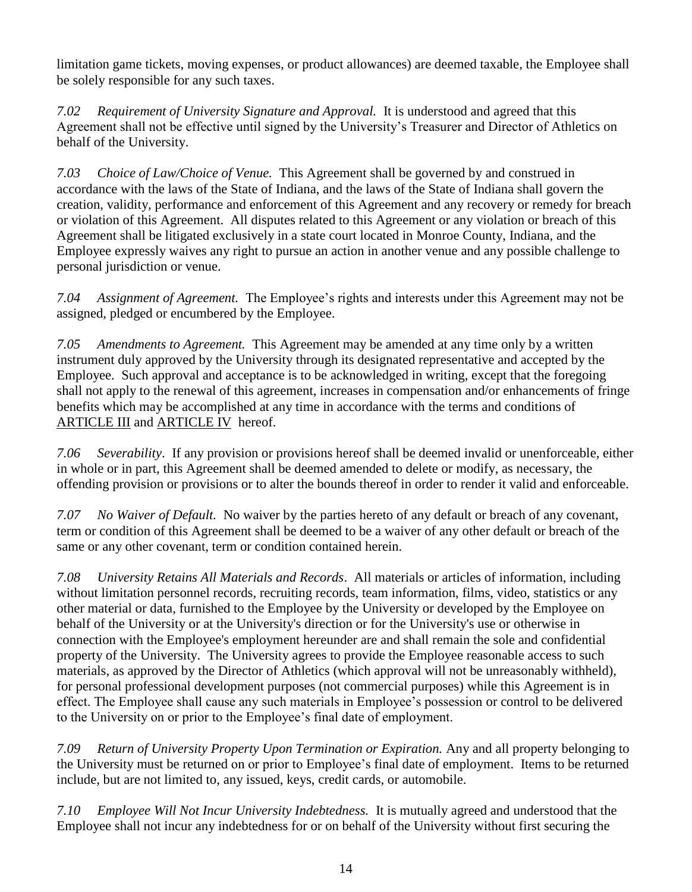limitation game tickets, moving expenses, or product allowances) are deemed taxable, the Employee shall be solely responsible for any such taxes.

*7.02 Requirement of University Signature and Approval.* It is understood and agreed that this Agreement shall not be effective until signed by the University's Treasurer and Director of Athletics on behalf of the University.

*7.03 Choice of Law/Choice of Venue.* This Agreement shall be governed by and construed in accordance with the laws of the State of Indiana, and the laws of the State of Indiana shall govern the creation, validity, performance and enforcement of this Agreement and any recovery or remedy for breach or violation of this Agreement. All disputes related to this Agreement or any violation or breach of this Agreement shall be litigated exclusively in a state court located in Monroe County, Indiana, and the Employee expressly waives any right to pursue an action in another venue and any possible challenge to personal jurisdiction or venue.

*7.04 Assignment of Agreement.* The Employee's rights and interests under this Agreement may not be assigned, pledged or encumbered by the Employee.

*7.05 Amendments to Agreement.* This Agreement may be amended at any time only by a written instrument duly approved by the University through its designated representative and accepted by the Employee. Such approval and acceptance is to be acknowledged in writing, except that the foregoing shall not apply to the renewal of this agreement, increases in compensation and/or enhancements of fringe benefits which may be accomplished at any time in accordance with the terms and conditions of ARTICLE III and ARTICLE IV hereof.

*7.06 Severability*. If any provision or provisions hereof shall be deemed invalid or unenforceable, either in whole or in part, this Agreement shall be deemed amended to delete or modify, as necessary, the offending provision or provisions or to alter the bounds thereof in order to render it valid and enforceable.

*7.07 No Waiver of Default.* No waiver by the parties hereto of any default or breach of any covenant, term or condition of this Agreement shall be deemed to be a waiver of any other default or breach of the same or any other covenant, term or condition contained herein.

*7.08 University Retains All Materials and Records*. All materials or articles of information, including without limitation personnel records, recruiting records, team information, films, video, statistics or any other material or data, furnished to the Employee by the University or developed by the Employee on behalf of the University or at the University's direction or for the University's use or otherwise in connection with the Employee's employment hereunder are and shall remain the sole and confidential property of the University. The University agrees to provide the Employee reasonable access to such materials, as approved by the Director of Athletics (which approval will not be unreasonably withheld), for personal professional development purposes (not commercial purposes) while this Agreement is in effect. The Employee shall cause any such materials in Employee's possession or control to be delivered to the University on or prior to the Employee's final date of employment.

*7.09 Return of University Property Upon Termination or Expiration.* Any and all property belonging to the University must be returned on or prior to Employee's final date of employment. Items to be returned include, but are not limited to, any issued, keys, credit cards, or automobile.

*7.10 Employee Will Not Incur University Indebtedness.* It is mutually agreed and understood that the Employee shall not incur any indebtedness for or on behalf of the University without first securing the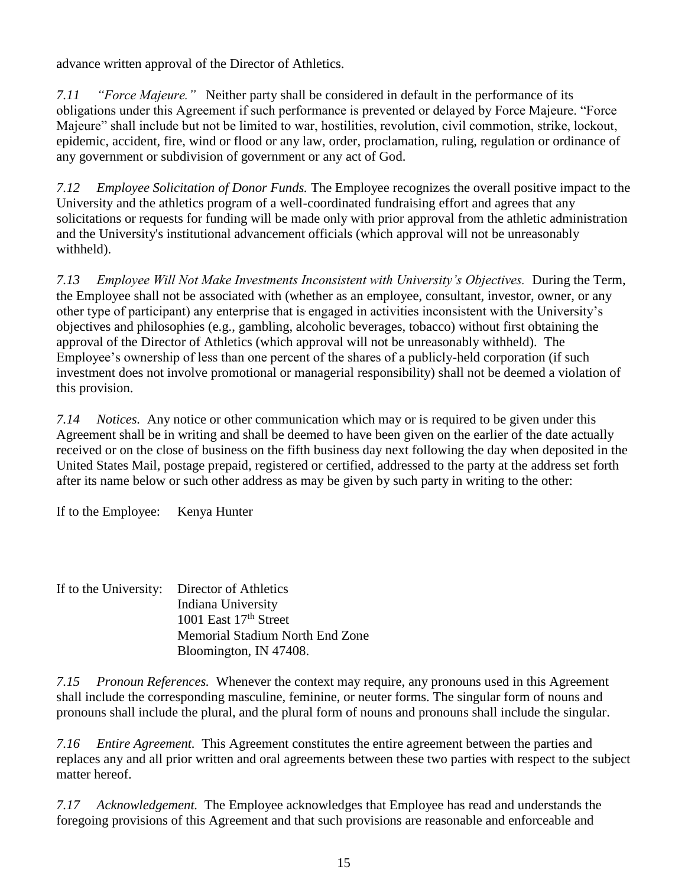advance written approval of the Director of Athletics.

*7.11 "Force Majeure."* Neither party shall be considered in default in the performance of its obligations under this Agreement if such performance is prevented or delayed by Force Majeure. "Force Majeure" shall include but not be limited to war, hostilities, revolution, civil commotion, strike, lockout, epidemic, accident, fire, wind or flood or any law, order, proclamation, ruling, regulation or ordinance of any government or subdivision of government or any act of God.

*7.12 Employee Solicitation of Donor Funds.* The Employee recognizes the overall positive impact to the University and the athletics program of a well-coordinated fundraising effort and agrees that any solicitations or requests for funding will be made only with prior approval from the athletic administration and the University's institutional advancement officials (which approval will not be unreasonably withheld).

*7.13 Employee Will Not Make Investments Inconsistent with University's Objectives.* During the Term, the Employee shall not be associated with (whether as an employee, consultant, investor, owner, or any other type of participant) any enterprise that is engaged in activities inconsistent with the University's objectives and philosophies (e.g., gambling, alcoholic beverages, tobacco) without first obtaining the approval of the Director of Athletics (which approval will not be unreasonably withheld). The Employee's ownership of less than one percent of the shares of a publicly-held corporation (if such investment does not involve promotional or managerial responsibility) shall not be deemed a violation of this provision.

*7.14 Notices.* Any notice or other communication which may or is required to be given under this Agreement shall be in writing and shall be deemed to have been given on the earlier of the date actually received or on the close of business on the fifth business day next following the day when deposited in the United States Mail, postage prepaid, registered or certified, addressed to the party at the address set forth after its name below or such other address as may be given by such party in writing to the other:

If to the Employee: Kenya Hunter

If to the University: Director of Athletics
Indiana University
1001 East 17th Street
Memorial Stadium North End Zone
Bloomington, IN 47408.

*7.15 Pronoun References.* Whenever the context may require, any pronouns used in this Agreement shall include the corresponding masculine, feminine, or neuter forms. The singular form of nouns and pronouns shall include the plural, and the plural form of nouns and pronouns shall include the singular.

*7.16 Entire Agreement.* This Agreement constitutes the entire agreement between the parties and replaces any and all prior written and oral agreements between these two parties with respect to the subject matter hereof.

*7.17 Acknowledgement.* The Employee acknowledges that Employee has read and understands the foregoing provisions of this Agreement and that such provisions are reasonable and enforceable and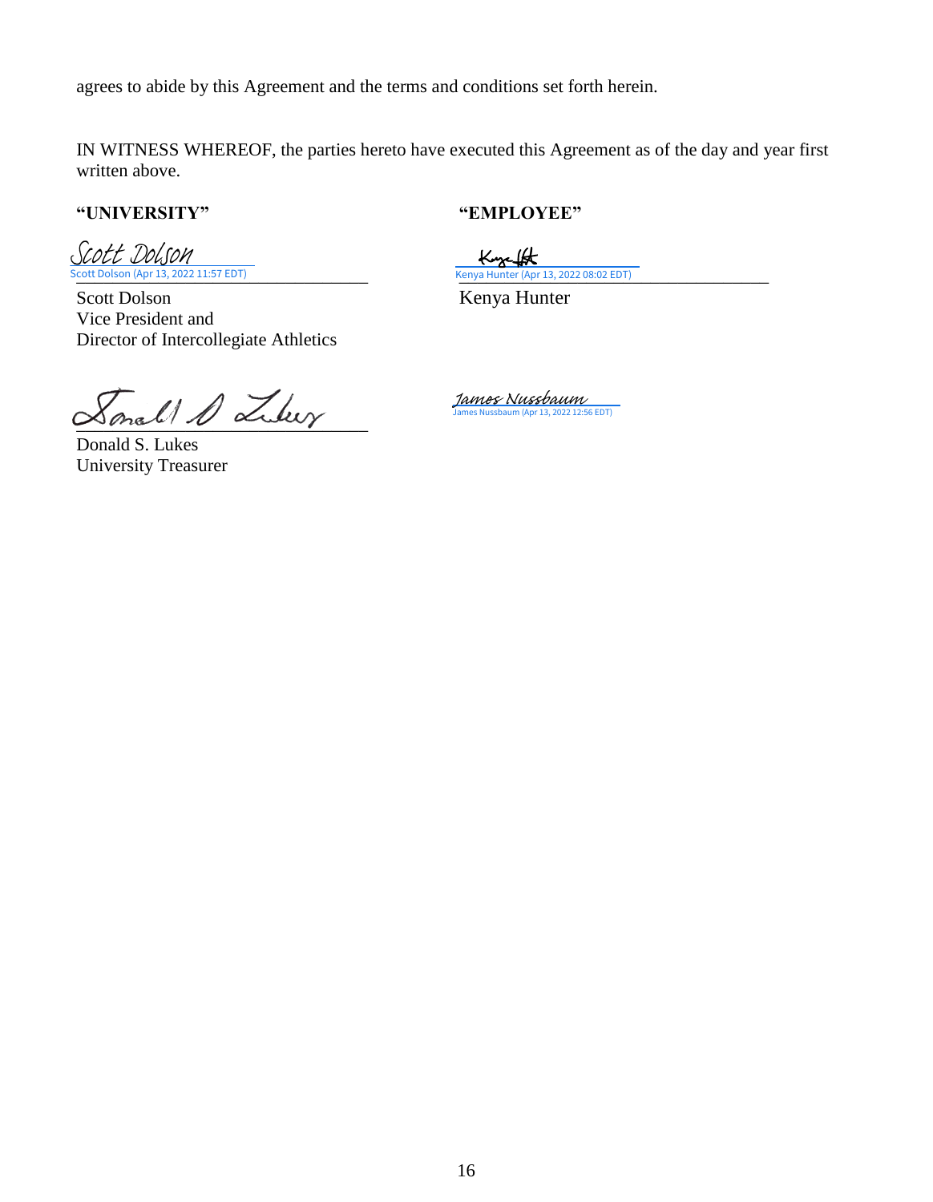agrees to abide by this Agreement and the terms and conditions set forth herein.

IN WITNESS WHEREOF, the parties hereto have executed this Agreement as of the day and year first written above.

**"UNIVERSITY"**

Scott Dolson
Scott Dolson (Apr 13, 2022 11:57 EDT)

Scott Dolson
Vice President and
Director of Intercollegiate Athletics

Donald S. Lukes
University Treasurer

**"EMPLOYEE"**

Kenya Hunter (Apr 13, 2022 08:02 EDT)

Kenya Hunter

James Nussbaum
James Nussbaum (Apr 13, 2022 12:56 EDT)